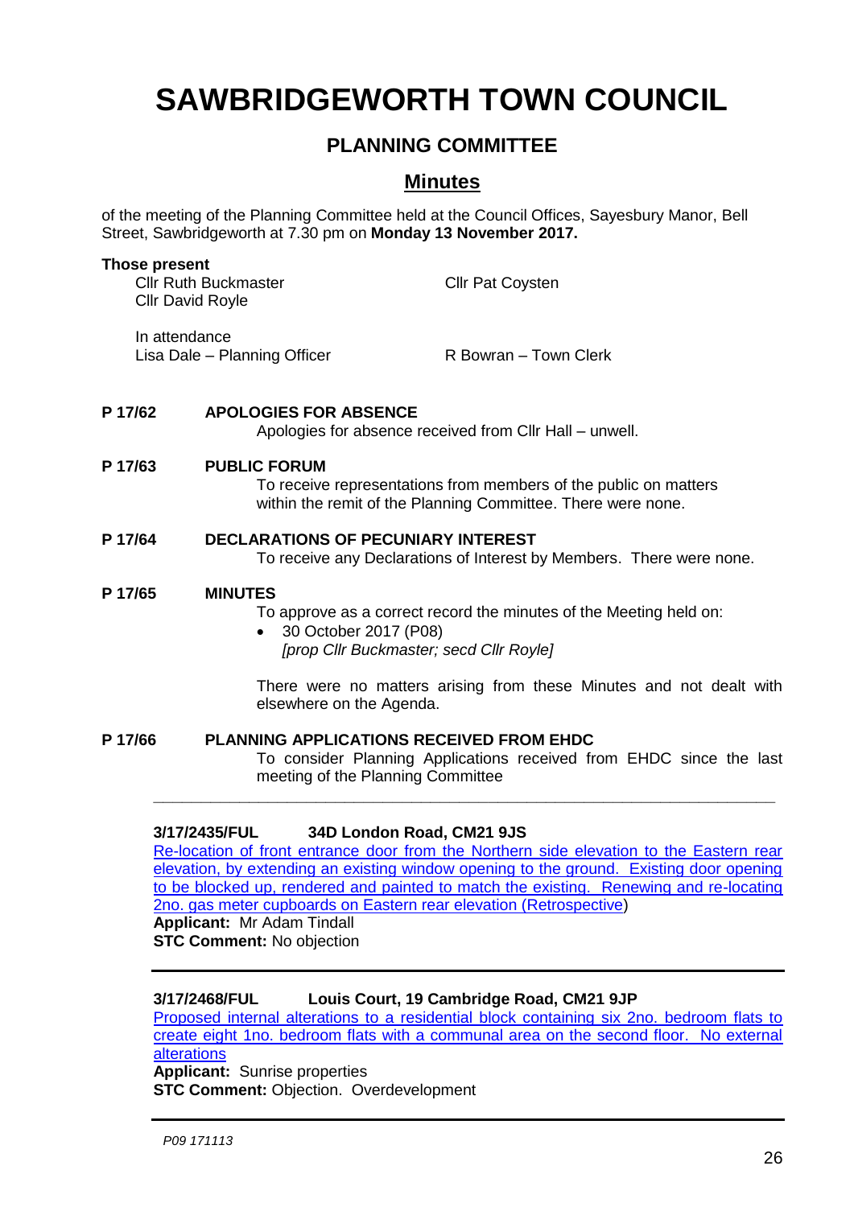# SAWBRIDGEWORTH TOWN COUNCIL

## PLANNING COMMITTEE

## Minutes

of the meeting of the Planning Committee held at the Council Offices, Sayesbury Manor, Bell Street, Sawbridgeworth at 7.30 pm on **Monday 13 November 2017.**

**Those present**

Cllr Ruth Buckmaster
Cllr David Royle
Cllr Pat Coysten

In attendance

Lisa Dale – Planning Officer
R Bowran – Town Clerk

**P 17/62 APOLOGIES FOR ABSENCE**

Apologies for absence received from Cllr Hall – unwell.

**P 17/63 PUBLIC FORUM**

To receive representations from members of the public on matters within the remit of the Planning Committee. There were none.

**P 17/64 DECLARATIONS OF PECUNIARY INTEREST**

To receive any Declarations of Interest by Members. There were none.

**P 17/65 MINUTES**

To approve as a correct record the minutes of the Meeting held on:

- 30 October 2017 (P08)
  *[prop Cllr Buckmaster; secd Cllr Royle]*

There were no matters arising from these Minutes and not dealt with elsewhere on the Agenda.

**P 17/66 PLANNING APPLICATIONS RECEIVED FROM EHDC**

To consider Planning Applications received from EHDC since the last meeting of the Planning Committee

---

**3/17/2435/FUL 34D London Road, CM21 9JS**

Re-location of front entrance door from the Northern side elevation to the Eastern rear elevation, by extending an existing window opening to the ground. Existing door opening to be blocked up, rendered and painted to match the existing. Renewing and re-locating 2no. gas meter cupboards on Eastern rear elevation (Retrospective))

**Applicant:** Mr Adam Tindall

**STC Comment:** No objection

---

**3/17/2468/FUL Louis Court, 19 Cambridge Road, CM21 9JP**

Proposed internal alterations to a residential block containing six 2no. bedroom flats to create eight 1no. bedroom flats with a communal area on the second floor. No external alterations

**Applicant:** Sunrise properties

**STC Comment:** Objection. Overdevelopment

---

*P09 171113*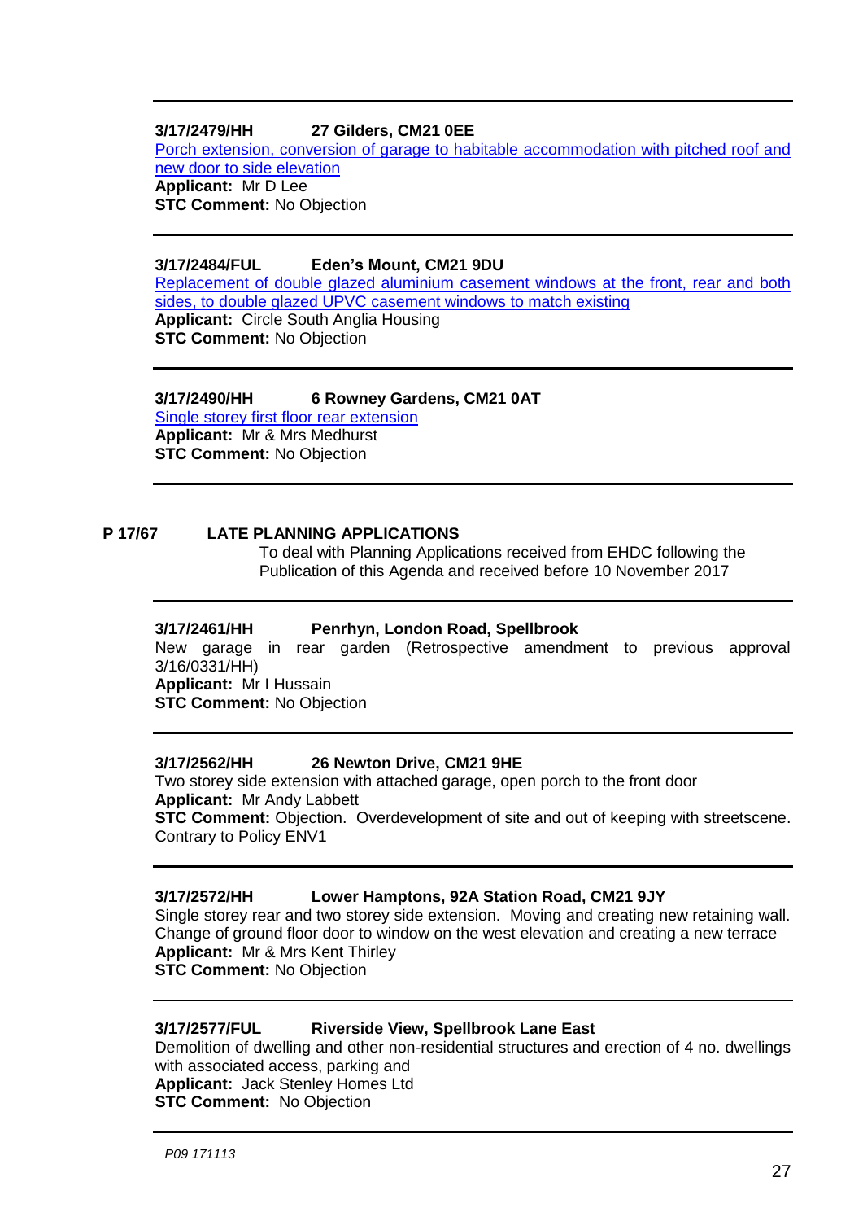---

**3/17/2479/HH 27 Gilders, CM21 0EE**
Porch extension, conversion of garage to habitable accommodation with pitched roof and new door to side elevation
**Applicant:** Mr D Lee
**STC Comment:** No Objection

---

**3/17/2484/FUL Eden's Mount, CM21 9DU**
Replacement of double glazed aluminium casement windows at the front, rear and both sides, to double glazed UPVC casement windows to match existing
**Applicant:** Circle South Anglia Housing
**STC Comment:** No Objection

---

**3/17/2490/HH 6 Rowney Gardens, CM21 0AT**
Single storey first floor rear extension
**Applicant:** Mr & Mrs Medhurst
**STC Comment:** No Objection

---

## P 17/67 LATE PLANNING APPLICATIONS

To deal with Planning Applications received from EHDC following the Publication of this Agenda and received before 10 November 2017

---

**3/17/2461/HH Penrhyn, London Road, Spellbrook**
New garage in rear garden (Retrospective amendment to previous approval 3/16/0331/HH)
**Applicant:** Mr I Hussain
**STC Comment:** No Objection

---

**3/17/2562/HH 26 Newton Drive, CM21 9HE**
Two storey side extension with attached garage, open porch to the front door
**Applicant:** Mr Andy Labbett
**STC Comment:** Objection. Overdevelopment of site and out of keeping with streetscene. Contrary to Policy ENV1

---

**3/17/2572/HH Lower Hamptons, 92A Station Road, CM21 9JY**
Single storey rear and two storey side extension. Moving and creating new retaining wall. Change of ground floor door to window on the west elevation and creating a new terrace
**Applicant:** Mr & Mrs Kent Thirley
**STC Comment:** No Objection

---

**3/17/2577/FUL Riverside View, Spellbrook Lane East**
Demolition of dwelling and other non-residential structures and erection of 4 no. dwellings with associated access, parking and
**Applicant:** Jack Stenley Homes Ltd
**STC Comment:** No Objection

---

*P09 171113*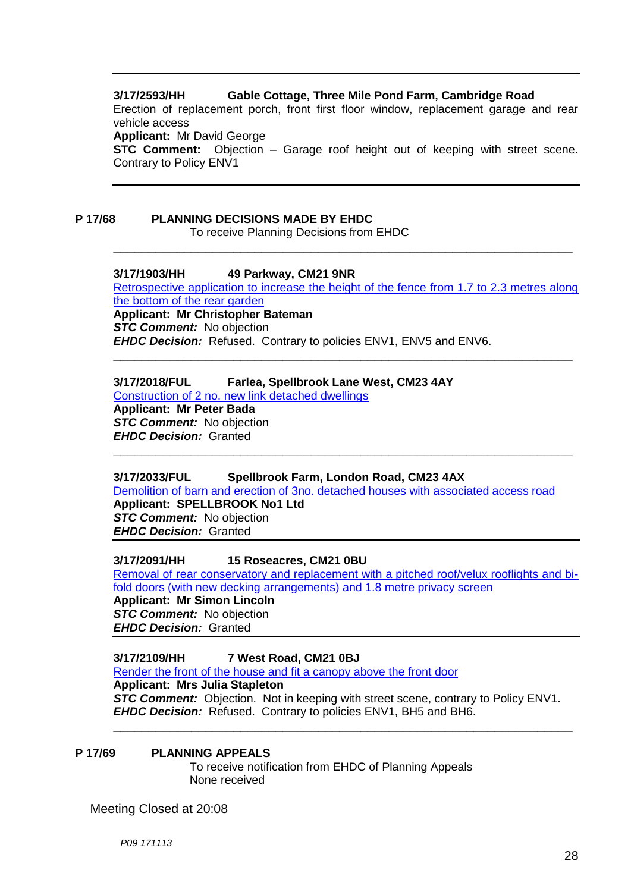---

**3/17/2593/HH Gable Cottage, Three Mile Pond Farm, Cambridge Road**

Erection of replacement porch, front first floor window, replacement garage and rear vehicle access

**Applicant:** Mr David George

**STC Comment:** Objection – Garage roof height out of keeping with street scene. Contrary to Policy ENV1

---

## P 17/68 PLANNING DECISIONS MADE BY EHDC

To receive Planning Decisions from EHDC

---

**3/17/1903/HH 49 Parkway, CM21 9NR**

Retrospective application to increase the height of the fence from 1.7 to 2.3 metres along the bottom of the rear garden

**Applicant: Mr Christopher Bateman**

***STC Comment:*** No objection

***EHDC Decision:*** Refused. Contrary to policies ENV1, ENV5 and ENV6.

---

**3/17/2018/FUL Farlea, Spellbrook Lane West, CM23 4AY**

Construction of 2 no. new link detached dwellings

**Applicant: Mr Peter Bada**

***STC Comment:*** No objection

***EHDC Decision:*** Granted

---

**3/17/2033/FUL Spellbrook Farm, London Road, CM23 4AX**

Demolition of barn and erection of 3no. detached houses with associated access road

**Applicant: SPELLBROOK No1 Ltd**

***STC Comment:*** No objection

***EHDC Decision:*** Granted

---

**3/17/2091/HH 15 Roseacres, CM21 0BU**

Removal of rear conservatory and replacement with a pitched roof/velux rooflights and bi-fold doors (with new decking arrangements) and 1.8 metre privacy screen

**Applicant: Mr Simon Lincoln**

***STC Comment:*** No objection

***EHDC Decision:*** Granted

---

**3/17/2109/HH 7 West Road, CM21 0BJ**

Render the front of the house and fit a canopy above the front door

**Applicant: Mrs Julia Stapleton**

***STC Comment:*** Objection. Not in keeping with street scene, contrary to Policy ENV1.

***EHDC Decision:*** Refused. Contrary to policies ENV1, BH5 and BH6.

---

## P 17/69 PLANNING APPEALS

To receive notification from EHDC of Planning Appeals

None received

Meeting Closed at 20:08

*P09 171113*